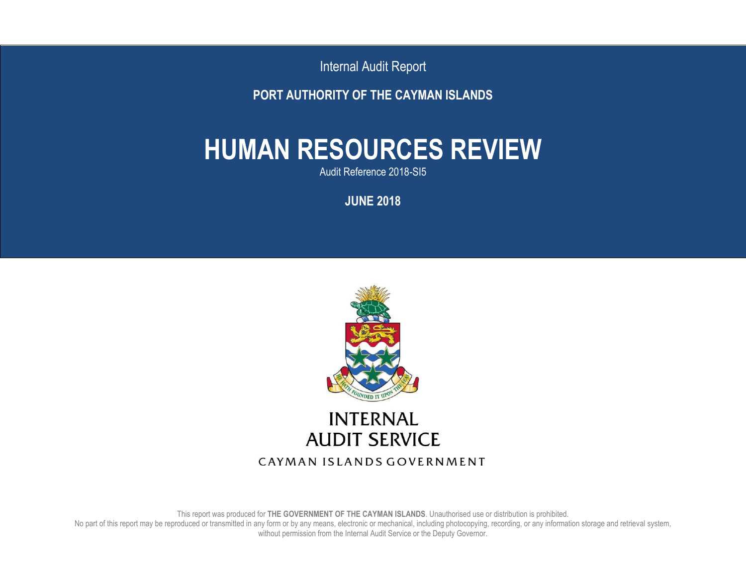Internal Audit Report

**PORT AUTHORITY OF THE CAYMAN ISLANDS**

# HUMAN RESOURCES REVIEW

Audit Reference 2018-SI5

**JUNE 2018**

**INTERNAL AUDIT SERVICE**

CAYMAN ISLANDS GOVERNMENT

This report was produced for **THE GOVERNMENT OF THE CAYMAN ISLANDS**. Unauthorised use or distribution is prohibited.
No part of this report may be reproduced or transmitted in any form or by any means, electronic or mechanical, including photocopying, recording, or any information storage and retrieval system, without permission from the Internal Audit Service or the Deputy Governor.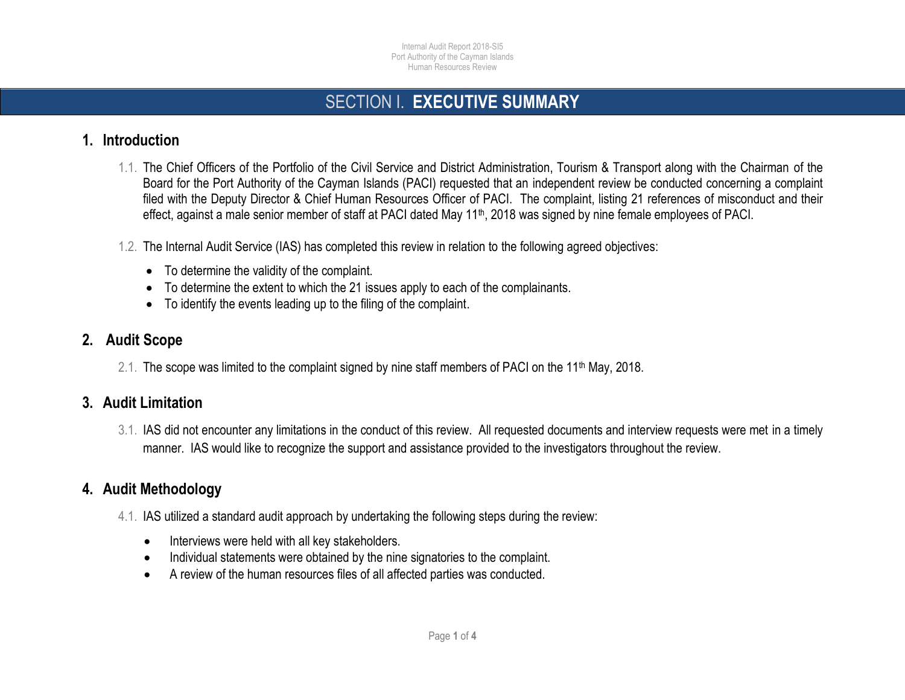# SECTION I. EXECUTIVE SUMMARY

## 1. Introduction

1.1. The Chief Officers of the Portfolio of the Civil Service and District Administration, Tourism & Transport along with the Chairman of the Board for the Port Authority of the Cayman Islands (PACI) requested that an independent review be conducted concerning a complaint filed with the Deputy Director & Chief Human Resources Officer of PACI. The complaint, listing 21 references of misconduct and their effect, against a male senior member of staff at PACI dated May 11th, 2018 was signed by nine female employees of PACI.

1.2. The Internal Audit Service (IAS) has completed this review in relation to the following agreed objectives:

- To determine the validity of the complaint.
- To determine the extent to which the 21 issues apply to each of the complainants.
- To identify the events leading up to the filing of the complaint.

## 2. Audit Scope

2.1. The scope was limited to the complaint signed by nine staff members of PACI on the 11th May, 2018.

## 3. Audit Limitation

3.1. IAS did not encounter any limitations in the conduct of this review. All requested documents and interview requests were met in a timely manner. IAS would like to recognize the support and assistance provided to the investigators throughout the review.

## 4. Audit Methodology

4.1. IAS utilized a standard audit approach by undertaking the following steps during the review:

- Interviews were held with all key stakeholders.
- Individual statements were obtained by the nine signatories to the complaint.
- A review of the human resources files of all affected parties was conducted.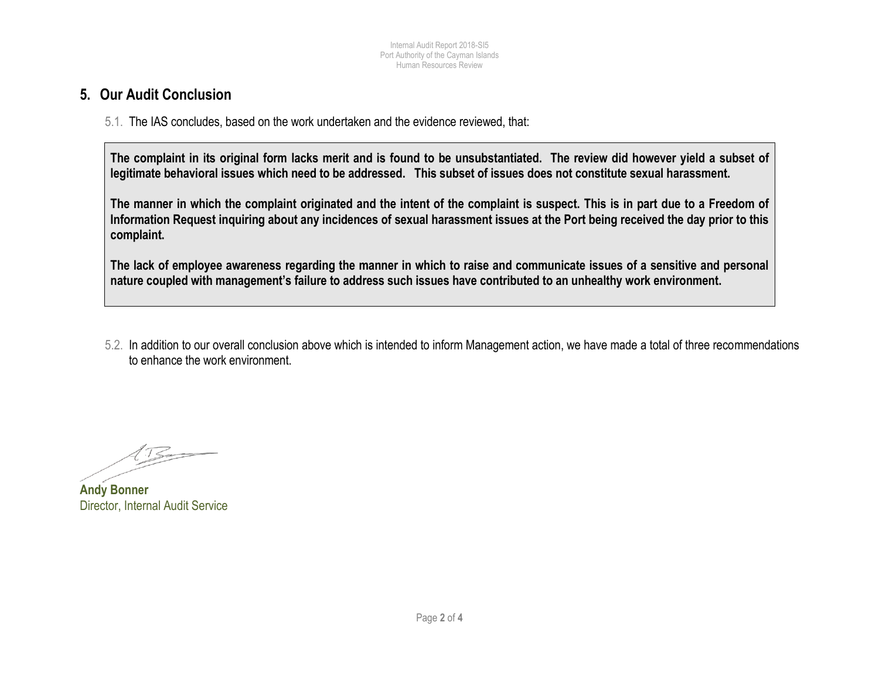## 5. Our Audit Conclusion

5.1. The IAS concludes, based on the work undertaken and the evidence reviewed, that:

**The complaint in its original form lacks merit and is found to be unsubstantiated. The review did however yield a subset of legitimate behavioral issues which need to be addressed. This subset of issues does not constitute sexual harassment.**

**The manner in which the complaint originated and the intent of the complaint is suspect. This is in part due to a Freedom of Information Request inquiring about any incidences of sexual harassment issues at the Port being received the day prior to this complaint.**

**The lack of employee awareness regarding the manner in which to raise and communicate issues of a sensitive and personal nature coupled with management's failure to address such issues have contributed to an unhealthy work environment.**

5.2. In addition to our overall conclusion above which is intended to inform Management action, we have made a total of three recommendations to enhance the work environment.

**Andy Bonner**
Director, Internal Audit Service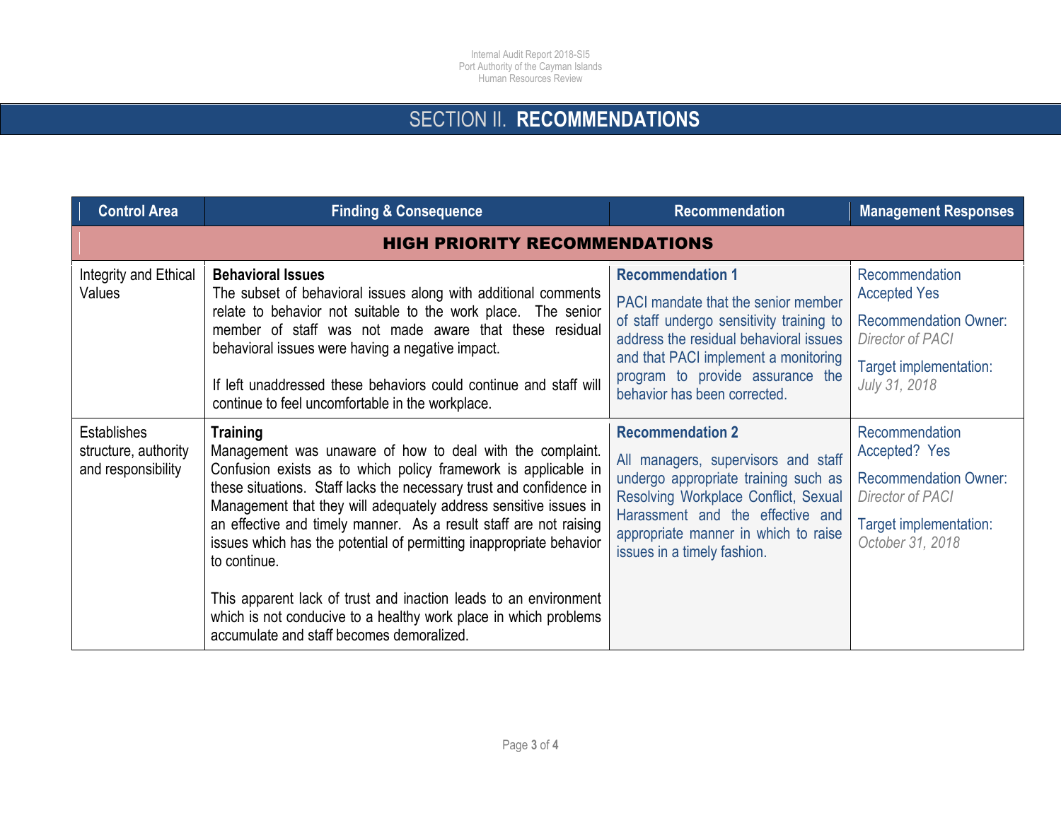# SECTION II. RECOMMENDATIONS

| Control Area | Finding & Consequence | Recommendation | Management Responses |
|---|---|---|---|
| **HIGH PRIORITY RECOMMENDATIONS** | | | |
| Integrity and Ethical Values | **Behavioral Issues**<br>The subset of behavioral issues along with additional comments relate to behavior not suitable to the work place. The senior member of staff was not made aware that these residual behavioral issues were having a negative impact.<br><br>If left unaddressed these behaviors could continue and staff will continue to feel uncomfortable in the workplace. | **Recommendation 1**<br>PACI mandate that the senior member of staff undergo sensitivity training to address the residual behavioral issues and that PACI implement a monitoring program to provide assurance the behavior has been corrected. | Recommendation Accepted Yes<br>Recommendation Owner: *Director of PACI*<br>Target implementation: *July 31, 2018* |
| Establishes structure, authority and responsibility | **Training**<br>Management was unaware of how to deal with the complaint. Confusion exists as to which policy framework is applicable in these situations. Staff lacks the necessary trust and confidence in Management that they will adequately address sensitive issues in an effective and timely manner. As a result staff are not raising issues which has the potential of permitting inappropriate behavior to continue.<br><br>This apparent lack of trust and inaction leads to an environment which is not conducive to a healthy work place in which problems accumulate and staff becomes demoralized. | **Recommendation 2**<br>All managers, supervisors and staff undergo appropriate training such as Resolving Workplace Conflict, Sexual Harassment and the effective and appropriate manner in which to raise issues in a timely fashion. | Recommendation Accepted? Yes<br>Recommendation Owner: *Director of PACI*<br>Target implementation: *October 31, 2018* |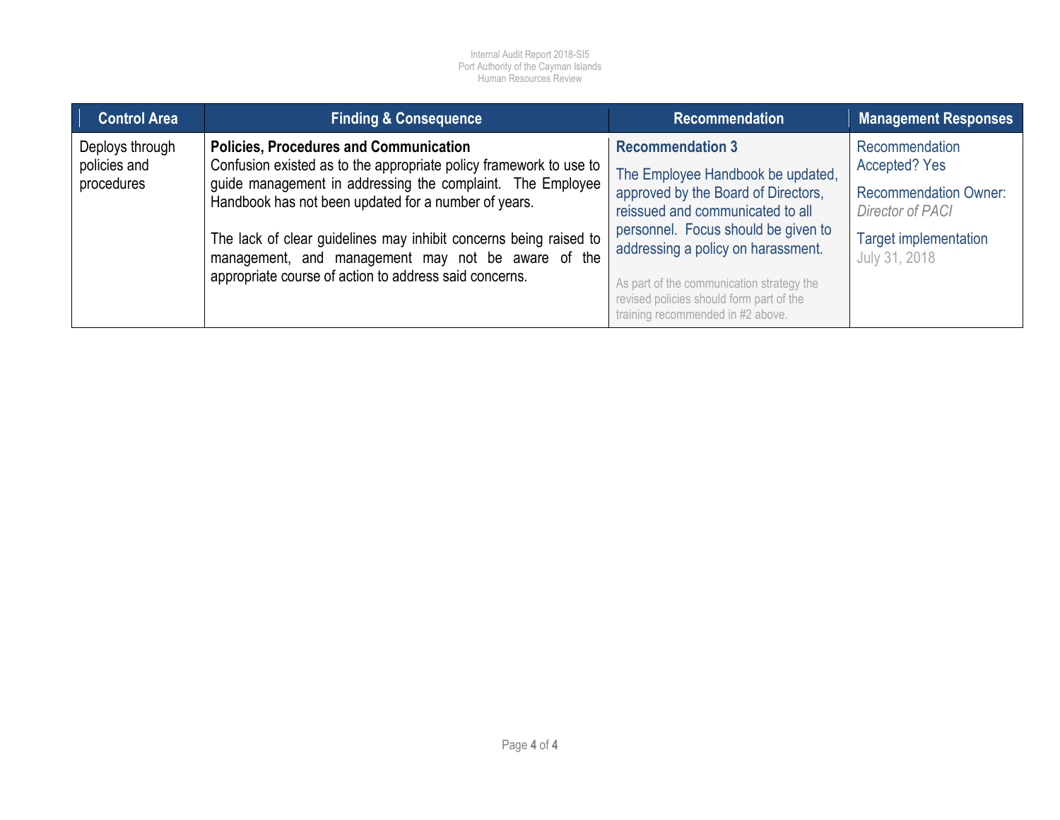| Control Area | Finding & Consequence | Recommendation | Management Responses |
|---|---|---|---|
| Deploys through policies and procedures | **Policies, Procedures and Communication**<br>Confusion existed as to the appropriate policy framework to use to guide management in addressing the complaint. The Employee Handbook has not been updated for a number of years.<br><br>The lack of clear guidelines may inhibit concerns being raised to management, and management may not be aware of the appropriate course of action to address said concerns. | **Recommendation 3**<br><br>The Employee Handbook be updated, approved by the Board of Directors, reissued and communicated to all personnel. Focus should be given to addressing a policy on harassment.<br><br>As part of the communication strategy the revised policies should form part of the training recommended in #2 above. | Recommendation Accepted? Yes<br><br>Recommendation Owner: *Director of PACI*<br><br>Target implementation July 31, 2018 |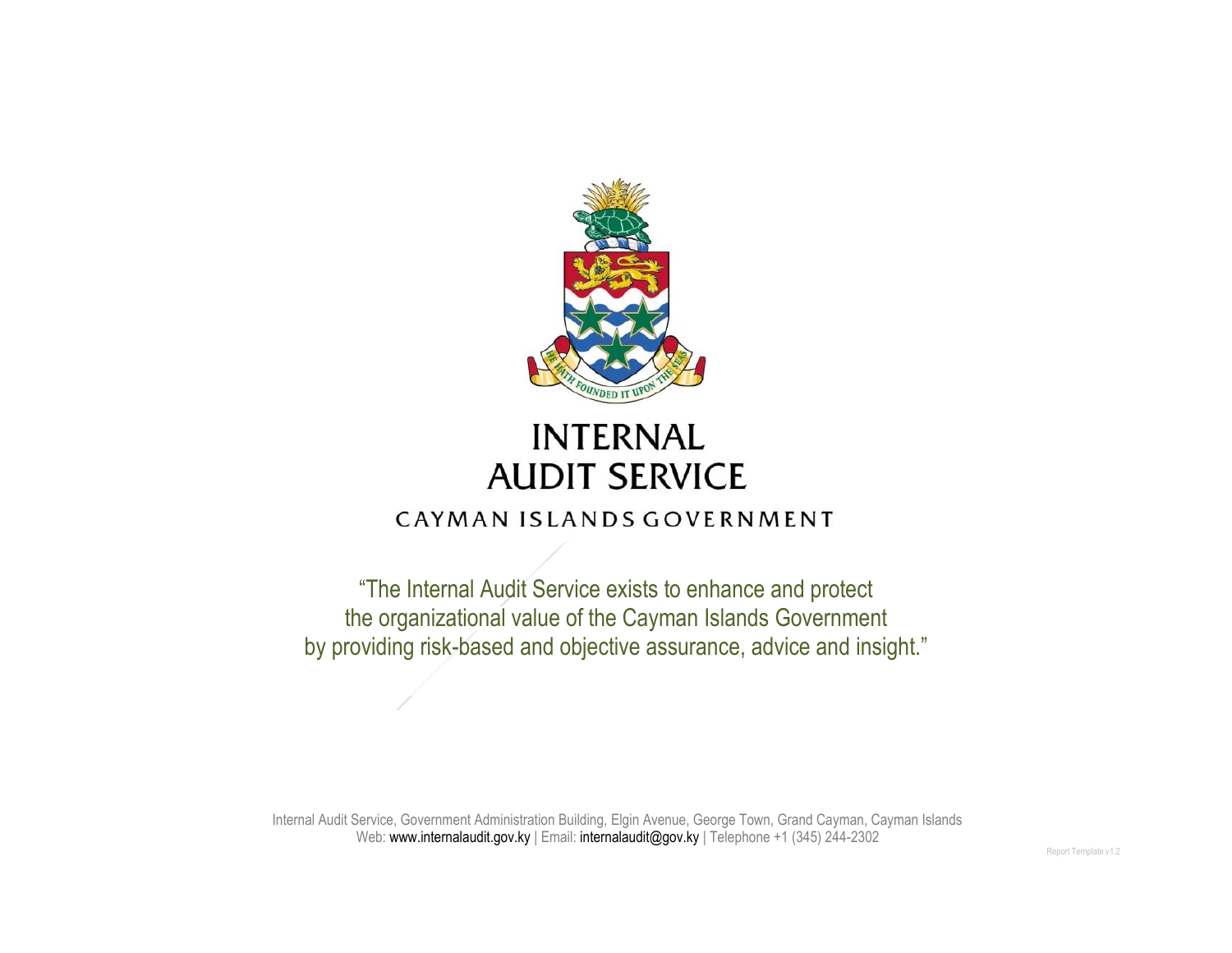# INTERNAL AUDIT SERVICE

CAYMAN ISLANDS GOVERNMENT

"The Internal Audit Service exists to enhance and protect the organizational value of the Cayman Islands Government by providing risk-based and objective assurance, advice and insight."

Internal Audit Service, Government Administration Building, Elgin Avenue, George Town, Grand Cayman, Cayman Islands
Web: www.internalaudit.gov.ky | Email: internalaudit@gov.ky | Telephone +1 (345) 244-2302

Report Template v1.2